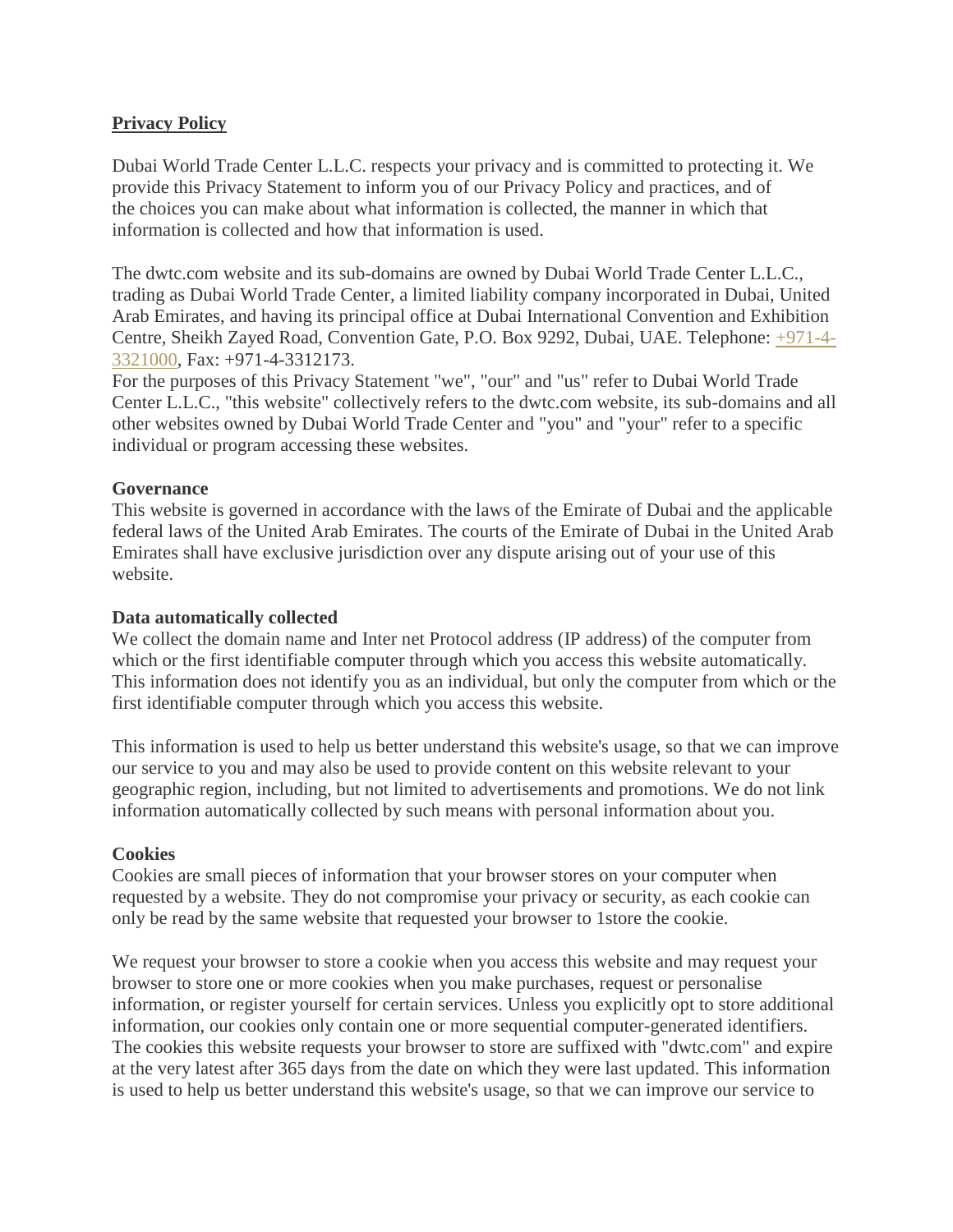**Privacy Policy**

Dubai World Trade Center L.L.C. respects your privacy and is committed to protecting it. We provide this Privacy Statement to inform you of our Privacy Policy and practices, and of the choices you can make about what information is collected, the manner in which that information is collected and how that information is used.

The dwtc.com website and its sub-domains are owned by Dubai World Trade Center L.L.C., trading as Dubai World Trade Center, a limited liability company incorporated in Dubai, United Arab Emirates, and having its principal office at Dubai International Convention and Exhibition Centre, Sheikh Zayed Road, Convention Gate, P.O. Box 9292, Dubai, UAE. Telephone: +971-4-3321000, Fax: +971-4-3312173.
For the purposes of this Privacy Statement "we", "our" and "us" refer to Dubai World Trade Center L.L.C., "this website" collectively refers to the dwtc.com website, its sub-domains and all other websites owned by Dubai World Trade Center and "you" and "your" refer to a specific individual or program accessing these websites.

**Governance**
This website is governed in accordance with the laws of the Emirate of Dubai and the applicable federal laws of the United Arab Emirates. The courts of the Emirate of Dubai in the United Arab Emirates shall have exclusive jurisdiction over any dispute arising out of your use of this website.

**Data automatically collected**
We collect the domain name and Inter net Protocol address (IP address) of the computer from which or the first identifiable computer through which you access this website automatically. This information does not identify you as an individual, but only the computer from which or the first identifiable computer through which you access this website.

This information is used to help us better understand this website's usage, so that we can improve our service to you and may also be used to provide content on this website relevant to your geographic region, including, but not limited to advertisements and promotions. We do not link information automatically collected by such means with personal information about you.

**Cookies**
Cookies are small pieces of information that your browser stores on your computer when requested by a website. They do not compromise your privacy or security, as each cookie can only be read by the same website that requested your browser to 1store the cookie.

We request your browser to store a cookie when you access this website and may request your browser to store one or more cookies when you make purchases, request or personalise information, or register yourself for certain services. Unless you explicitly opt to store additional information, our cookies only contain one or more sequential computer-generated identifiers. The cookies this website requests your browser to store are suffixed with "dwtc.com" and expire at the very latest after 365 days from the date on which they were last updated. This information is used to help us better understand this website's usage, so that we can improve our service to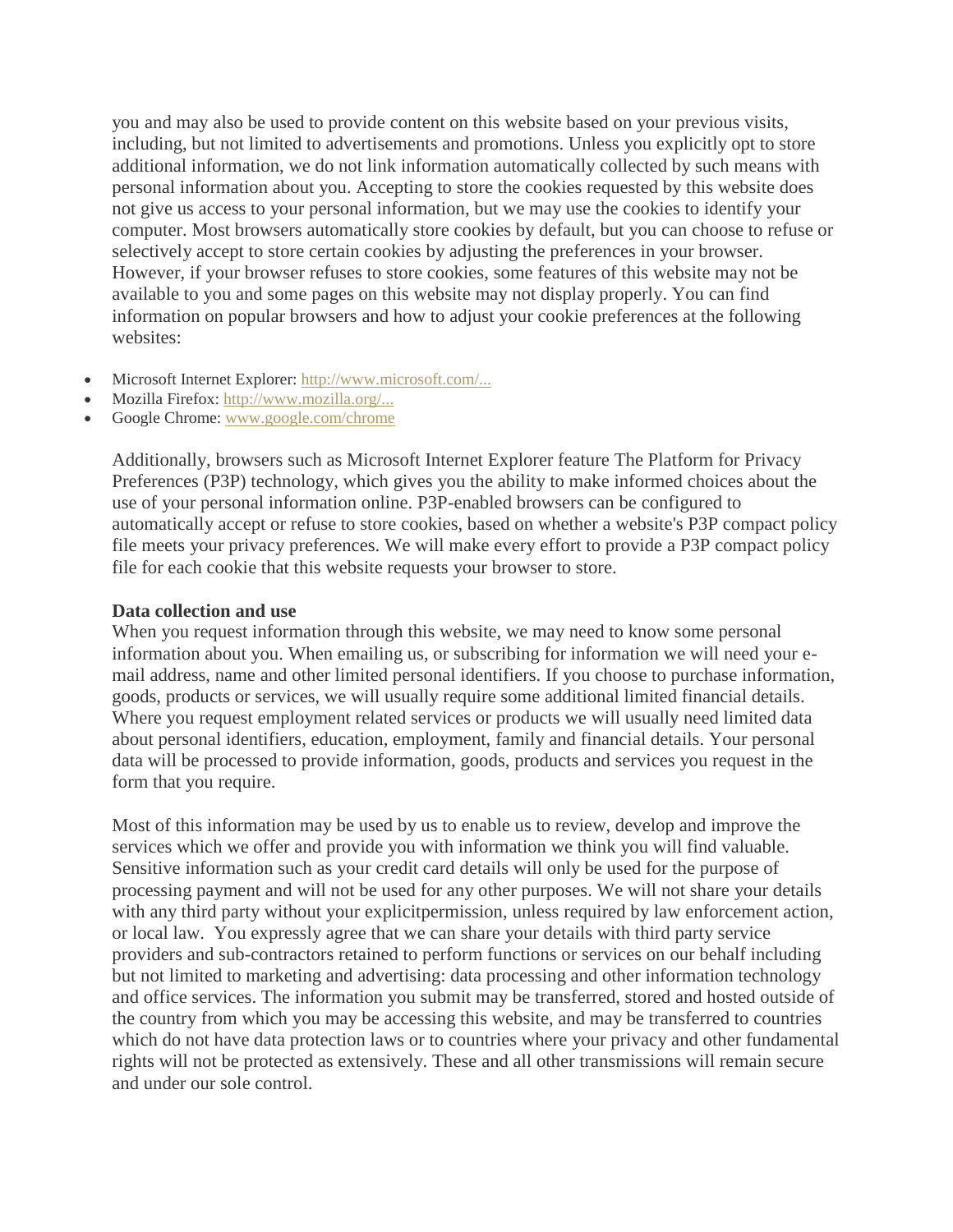you and may also be used to provide content on this website based on your previous visits, including, but not limited to advertisements and promotions. Unless you explicitly opt to store additional information, we do not link information automatically collected by such means with personal information about you. Accepting to store the cookies requested by this website does not give us access to your personal information, but we may use the cookies to identify your computer. Most browsers automatically store cookies by default, but you can choose to refuse or selectively accept to store certain cookies by adjusting the preferences in your browser. However, if your browser refuses to store cookies, some features of this website may not be available to you and some pages on this website may not display properly. You can find information on popular browsers and how to adjust your cookie preferences at the following websites:

- Microsoft Internet Explorer: http://www.microsoft.com/...
- Mozilla Firefox: http://www.mozilla.org/...
- Google Chrome: www.google.com/chrome

Additionally, browsers such as Microsoft Internet Explorer feature The Platform for Privacy Preferences (P3P) technology, which gives you the ability to make informed choices about the use of your personal information online. P3P-enabled browsers can be configured to automatically accept or refuse to store cookies, based on whether a website's P3P compact policy file meets your privacy preferences. We will make every effort to provide a P3P compact policy file for each cookie that this website requests your browser to store.

**Data collection and use**

When you request information through this website, we may need to know some personal information about you. When emailing us, or subscribing for information we will need your e-mail address, name and other limited personal identifiers. If you choose to purchase information, goods, products or services, we will usually require some additional limited financial details. Where you request employment related services or products we will usually need limited data about personal identifiers, education, employment, family and financial details. Your personal data will be processed to provide information, goods, products and services you request in the form that you require.

Most of this information may be used by us to enable us to review, develop and improve the services which we offer and provide you with information we think you will find valuable. Sensitive information such as your credit card details will only be used for the purpose of processing payment and will not be used for any other purposes. We will not share your details with any third party without your explicitpermission, unless required by law enforcement action, or local law. You expressly agree that we can share your details with third party service providers and sub-contractors retained to perform functions or services on our behalf including but not limited to marketing and advertising: data processing and other information technology and office services. The information you submit may be transferred, stored and hosted outside of the country from which you may be accessing this website, and may be transferred to countries which do not have data protection laws or to countries where your privacy and other fundamental rights will not be protected as extensively. These and all other transmissions will remain secure and under our sole control.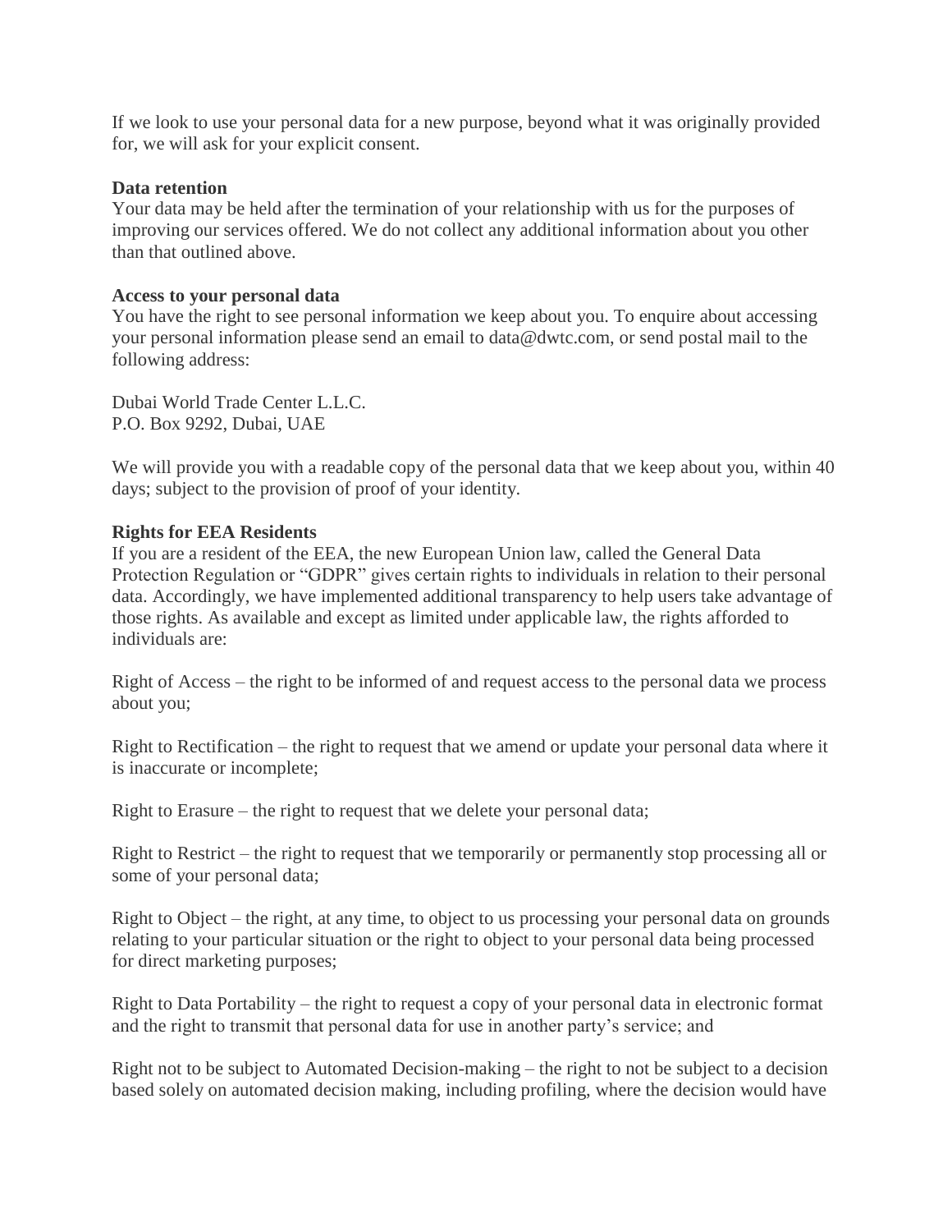If we look to use your personal data for a new purpose, beyond what it was originally provided for, we will ask for your explicit consent.

**Data retention**

Your data may be held after the termination of your relationship with us for the purposes of improving our services offered. We do not collect any additional information about you other than that outlined above.

**Access to your personal data**

You have the right to see personal information we keep about you. To enquire about accessing your personal information please send an email to data@dwtc.com, or send postal mail to the following address:

Dubai World Trade Center L.L.C.
P.O. Box 9292, Dubai, UAE

We will provide you with a readable copy of the personal data that we keep about you, within 40 days; subject to the provision of proof of your identity.

**Rights for EEA Residents**

If you are a resident of the EEA, the new European Union law, called the General Data Protection Regulation or "GDPR" gives certain rights to individuals in relation to their personal data. Accordingly, we have implemented additional transparency to help users take advantage of those rights. As available and except as limited under applicable law, the rights afforded to individuals are:

Right of Access – the right to be informed of and request access to the personal data we process about you;

Right to Rectification – the right to request that we amend or update your personal data where it is inaccurate or incomplete;

Right to Erasure – the right to request that we delete your personal data;

Right to Restrict – the right to request that we temporarily or permanently stop processing all or some of your personal data;

Right to Object – the right, at any time, to object to us processing your personal data on grounds relating to your particular situation or the right to object to your personal data being processed for direct marketing purposes;

Right to Data Portability – the right to request a copy of your personal data in electronic format and the right to transmit that personal data for use in another party's service; and

Right not to be subject to Automated Decision-making – the right to not be subject to a decision based solely on automated decision making, including profiling, where the decision would have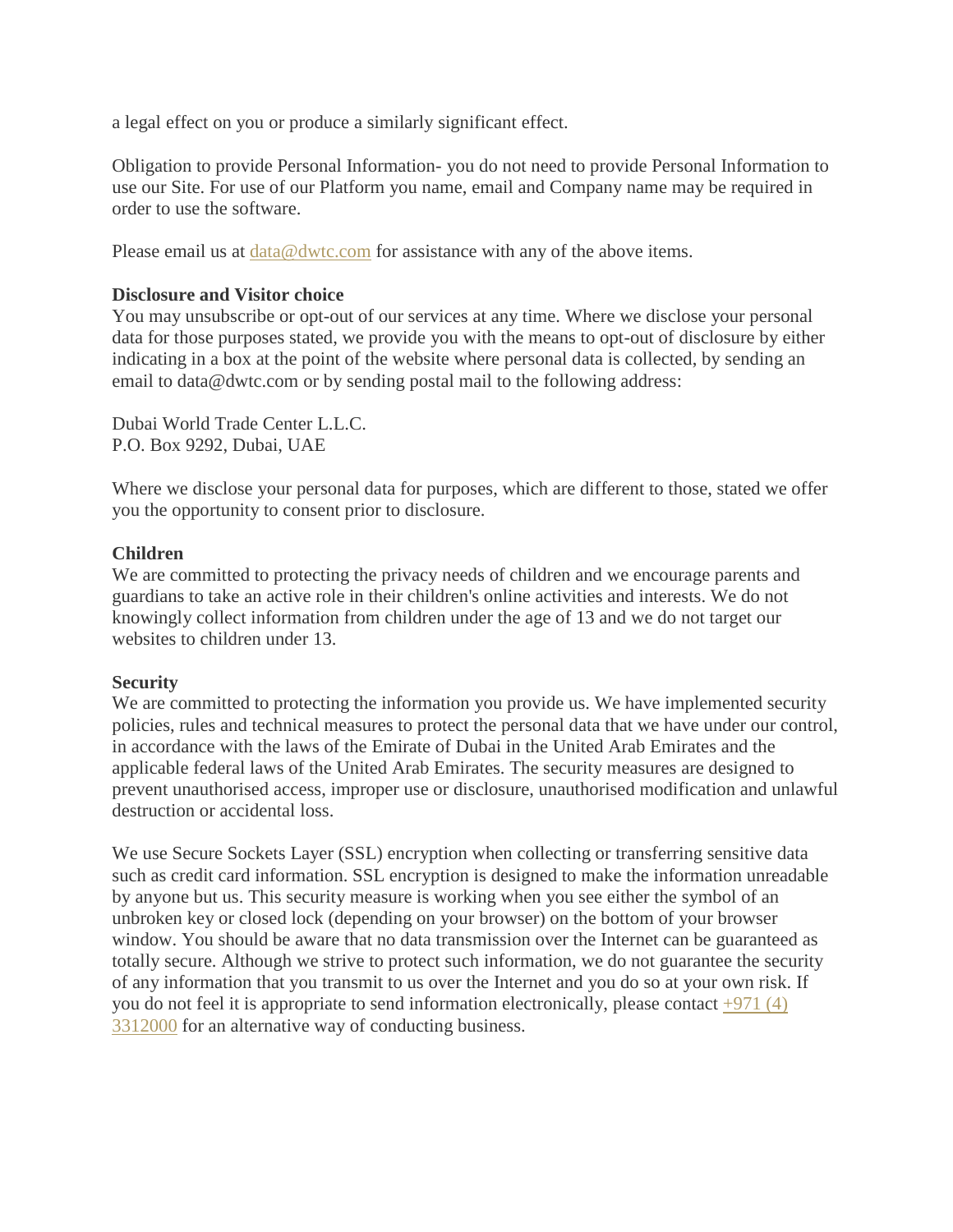a legal effect on you or produce a similarly significant effect.

Obligation to provide Personal Information- you do not need to provide Personal Information to use our Site. For use of our Platform you name, email and Company name may be required in order to use the software.

Please email us at [data@dwtc.com](mailto:data@dwtc.com) for assistance with any of the above items.

**Disclosure and Visitor choice**
You may unsubscribe or opt-out of our services at any time. Where we disclose your personal data for those purposes stated, we provide you with the means to opt-out of disclosure by either indicating in a box at the point of the website where personal data is collected, by sending an email to data@dwtc.com or by sending postal mail to the following address:

Dubai World Trade Center L.L.C.
P.O. Box 9292, Dubai, UAE

Where we disclose your personal data for purposes, which are different to those, stated we offer you the opportunity to consent prior to disclosure.

**Children**
We are committed to protecting the privacy needs of children and we encourage parents and guardians to take an active role in their children's online activities and interests. We do not knowingly collect information from children under the age of 13 and we do not target our websites to children under 13.

**Security**
We are committed to protecting the information you provide us. We have implemented security policies, rules and technical measures to protect the personal data that we have under our control, in accordance with the laws of the Emirate of Dubai in the United Arab Emirates and the applicable federal laws of the United Arab Emirates. The security measures are designed to prevent unauthorised access, improper use or disclosure, unauthorised modification and unlawful destruction or accidental loss.

We use Secure Sockets Layer (SSL) encryption when collecting or transferring sensitive data such as credit card information. SSL encryption is designed to make the information unreadable by anyone but us. This security measure is working when you see either the symbol of an unbroken key or closed lock (depending on your browser) on the bottom of your browser window. You should be aware that no data transmission over the Internet can be guaranteed as totally secure. Although we strive to protect such information, we do not guarantee the security of any information that you transmit to us over the Internet and you do so at your own risk. If you do not feel it is appropriate to send information electronically, please contact [+971 (4) 3312000](tel:+97143312000) for an alternative way of conducting business.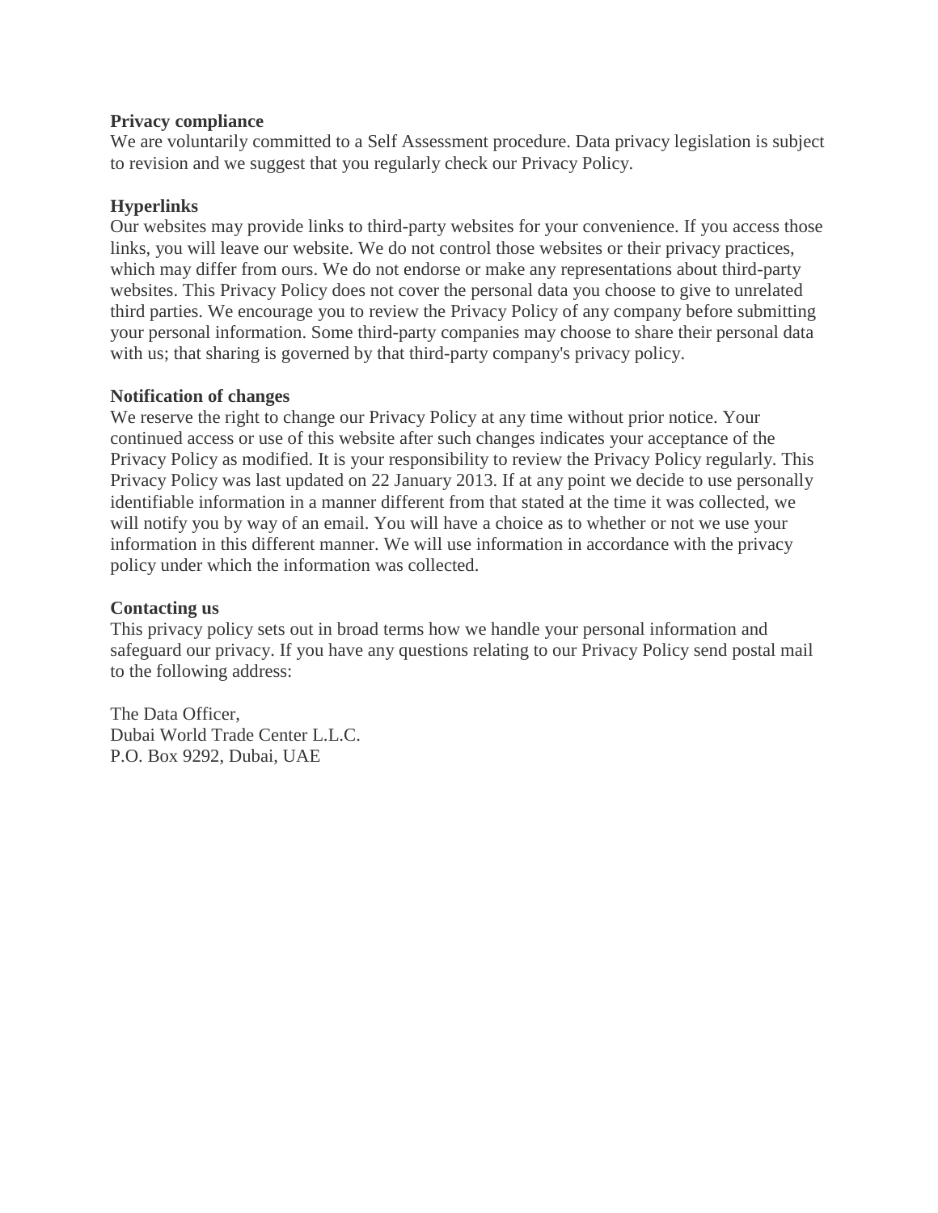**Privacy compliance**
We are voluntarily committed to a Self Assessment procedure. Data privacy legislation is subject to revision and we suggest that you regularly check our Privacy Policy.

**Hyperlinks**
Our websites may provide links to third-party websites for your convenience. If you access those links, you will leave our website. We do not control those websites or their privacy practices, which may differ from ours. We do not endorse or make any representations about third-party websites. This Privacy Policy does not cover the personal data you choose to give to unrelated third parties. We encourage you to review the Privacy Policy of any company before submitting your personal information. Some third-party companies may choose to share their personal data with us; that sharing is governed by that third-party company's privacy policy.

**Notification of changes**
We reserve the right to change our Privacy Policy at any time without prior notice. Your continued access or use of this website after such changes indicates your acceptance of the Privacy Policy as modified. It is your responsibility to review the Privacy Policy regularly. This Privacy Policy was last updated on 22 January 2013. If at any point we decide to use personally identifiable information in a manner different from that stated at the time it was collected, we will notify you by way of an email. You will have a choice as to whether or not we use your information in this different manner. We will use information in accordance with the privacy policy under which the information was collected.

**Contacting us**
This privacy policy sets out in broad terms how we handle your personal information and safeguard our privacy. If you have any questions relating to our Privacy Policy send postal mail to the following address:

The Data Officer,
Dubai World Trade Center L.L.C.
P.O. Box 9292, Dubai, UAE